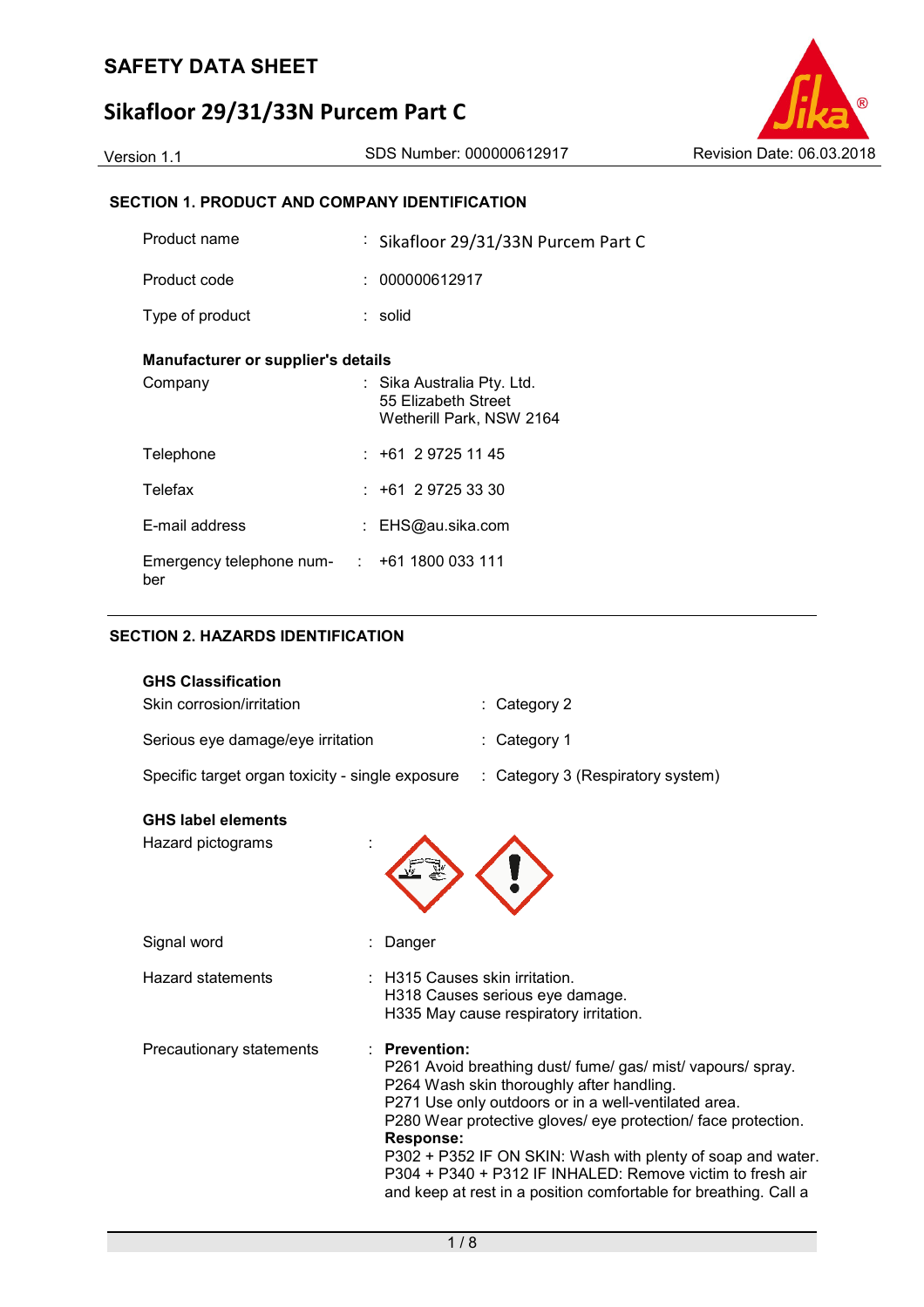# SAFETY DATA SHEET

# Sikafloor 29/31/33N Purcem Part C

Version 1.1 | SDS Number: 000000612917 | Revision Date: 06.03.2018

## SECTION 1. PRODUCT AND COMPANY IDENTIFICATION

| | | |
|---|---|---|
| Product name | : | Sikafloor 29/31/33N Purcem Part C |
| Product code | : | 000000612917 |
| Type of product | : | solid |

**Manufacturer or supplier's details**

| | | |
|---|---|---|
| Company | : | Sika Australia Pty. Ltd.<br>55 Elizabeth Street<br>Wetherill Park, NSW 2164 |
| Telephone | : | +61 2 9725 11 45 |
| Telefax | : | +61 2 9725 33 30 |
| E-mail address | : | EHS@au.sika.com |
| Emergency telephone number | : | +61 1800 033 111 |

## SECTION 2. HAZARDS IDENTIFICATION

**GHS Classification**

| | | |
|---|---|---|
| Skin corrosion/irritation | : | Category 2 |
| Serious eye damage/eye irritation | : | Category 1 |
| Specific target organ toxicity - single exposure | : | Category 3 (Respiratory system) |

**GHS label elements**

Hazard pictograms :

Signal word : Danger

Hazard statements :
H315 Causes skin irritation.
H318 Causes serious eye damage.
H335 May cause respiratory irritation.

Precautionary statements :

**Prevention:**
P261 Avoid breathing dust/ fume/ gas/ mist/ vapours/ spray.
P264 Wash skin thoroughly after handling.
P271 Use only outdoors or in a well-ventilated area.
P280 Wear protective gloves/ eye protection/ face protection.

**Response:**
P302 + P352 IF ON SKIN: Wash with plenty of soap and water.
P304 + P340 + P312 IF INHALED: Remove victim to fresh air and keep at rest in a position comfortable for breathing. Call a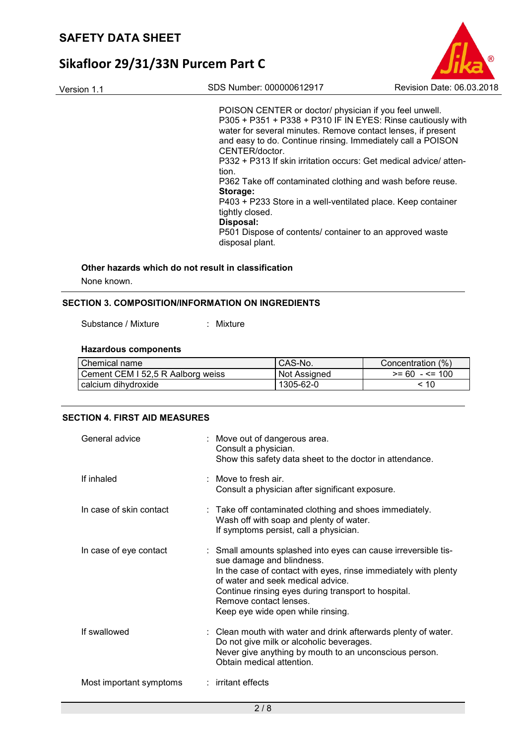POISON CENTER or doctor/ physician if you feel unwell.
P305 + P351 + P338 + P310 IF IN EYES: Rinse cautiously with water for several minutes. Remove contact lenses, if present and easy to do. Continue rinsing. Immediately call a POISON CENTER/doctor.
P332 + P313 If skin irritation occurs: Get medical advice/ attention.
P362 Take off contaminated clothing and wash before reuse.
**Storage:**
P403 + P233 Store in a well-ventilated place. Keep container tightly closed.
**Disposal:**
P501 Dispose of contents/ container to an approved waste disposal plant.

**Other hazards which do not result in classification**

None known.

## SECTION 3. COMPOSITION/INFORMATION ON INGREDIENTS

Substance / Mixture : Mixture

**Hazardous components**

| Chemical name | CAS-No. | Concentration (%) |
|---|---|---|
| Cement CEM I 52,5 R Aalborg weiss | Not Assigned | >= 60 - <= 100 |
| calcium dihydroxide | 1305-62-0 | < 10 |

## SECTION 4. FIRST AID MEASURES

General advice : Move out of dangerous area.
Consult a physician.
Show this safety data sheet to the doctor in attendance.

If inhaled : Move to fresh air.
Consult a physician after significant exposure.

In case of skin contact : Take off contaminated clothing and shoes immediately.
Wash off with soap and plenty of water.
If symptoms persist, call a physician.

In case of eye contact : Small amounts splashed into eyes can cause irreversible tissue damage and blindness.
In the case of contact with eyes, rinse immediately with plenty of water and seek medical advice.
Continue rinsing eyes during transport to hospital.
Remove contact lenses.
Keep eye wide open while rinsing.

If swallowed : Clean mouth with water and drink afterwards plenty of water.
Do not give milk or alcoholic beverages.
Never give anything by mouth to an unconscious person.
Obtain medical attention.

Most important symptoms : irritant effects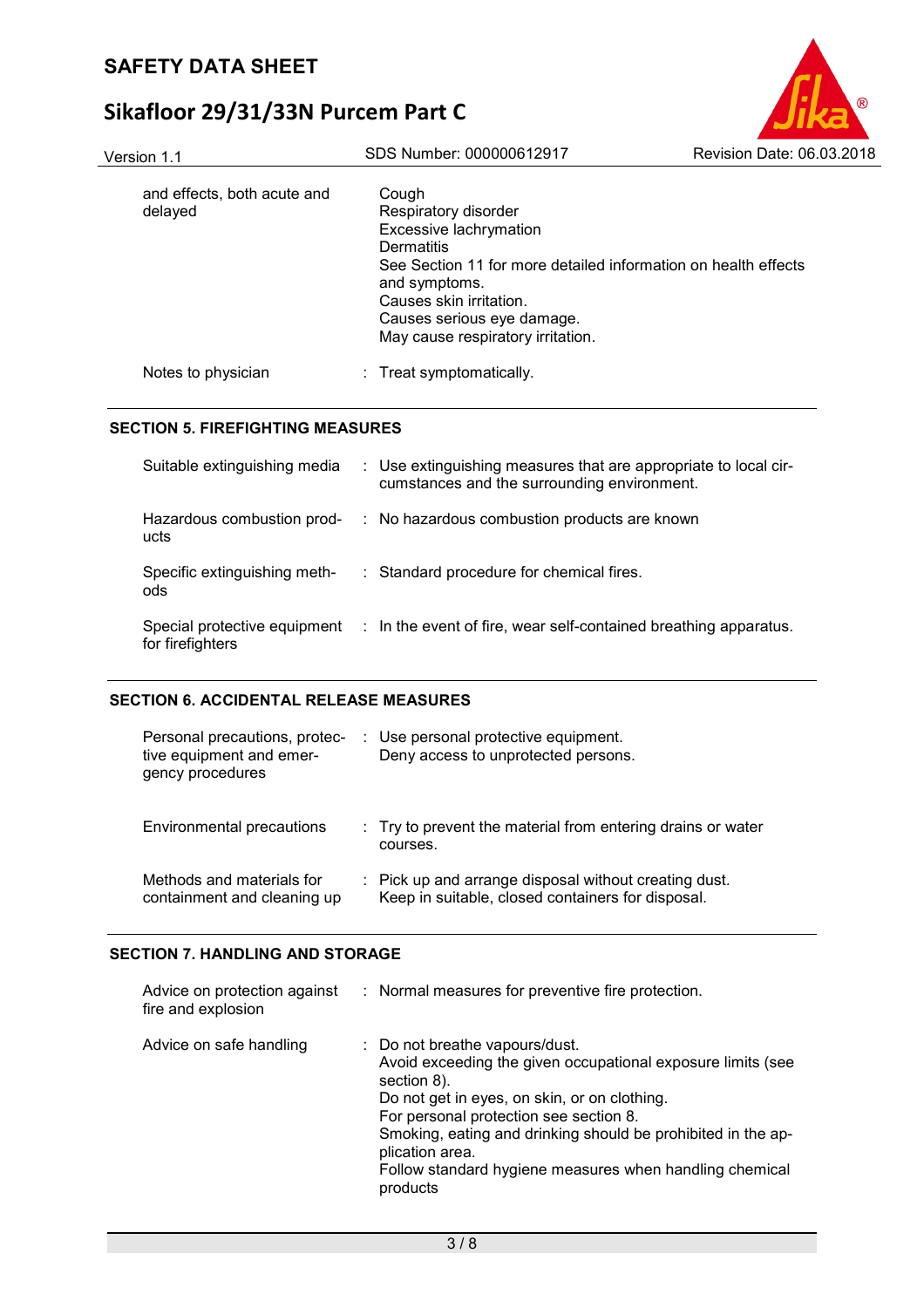| | | |
|---|---|---|
| and effects, both acute and delayed | | Cough<br>Respiratory disorder<br>Excessive lachrymation<br>Dermatitis<br>See Section 11 for more detailed information on health effects and symptoms.<br>Causes skin irritation.<br>Causes serious eye damage.<br>May cause respiratory irritation. |
| Notes to physician | : | Treat symptomatically. |

## SECTION 5. FIREFIGHTING MEASURES

| | | |
|---|---|---|
| Suitable extinguishing media | : | Use extinguishing measures that are appropriate to local circumstances and the surrounding environment. |
| Hazardous combustion products | : | No hazardous combustion products are known |
| Specific extinguishing methods | : | Standard procedure for chemical fires. |
| Special protective equipment for firefighters | : | In the event of fire, wear self-contained breathing apparatus. |

## SECTION 6. ACCIDENTAL RELEASE MEASURES

| | | |
|---|---|---|
| Personal precautions, protective equipment and emergency procedures | : | Use personal protective equipment.<br>Deny access to unprotected persons. |
| Environmental precautions | : | Try to prevent the material from entering drains or water courses. |
| Methods and materials for containment and cleaning up | : | Pick up and arrange disposal without creating dust.<br>Keep in suitable, closed containers for disposal. |

## SECTION 7. HANDLING AND STORAGE

| | | |
|---|---|---|
| Advice on protection against fire and explosion | : | Normal measures for preventive fire protection. |
| Advice on safe handling | : | Do not breathe vapours/dust.<br>Avoid exceeding the given occupational exposure limits (see section 8).<br>Do not get in eyes, on skin, or on clothing.<br>For personal protection see section 8.<br>Smoking, eating and drinking should be prohibited in the application area.<br>Follow standard hygiene measures when handling chemical products |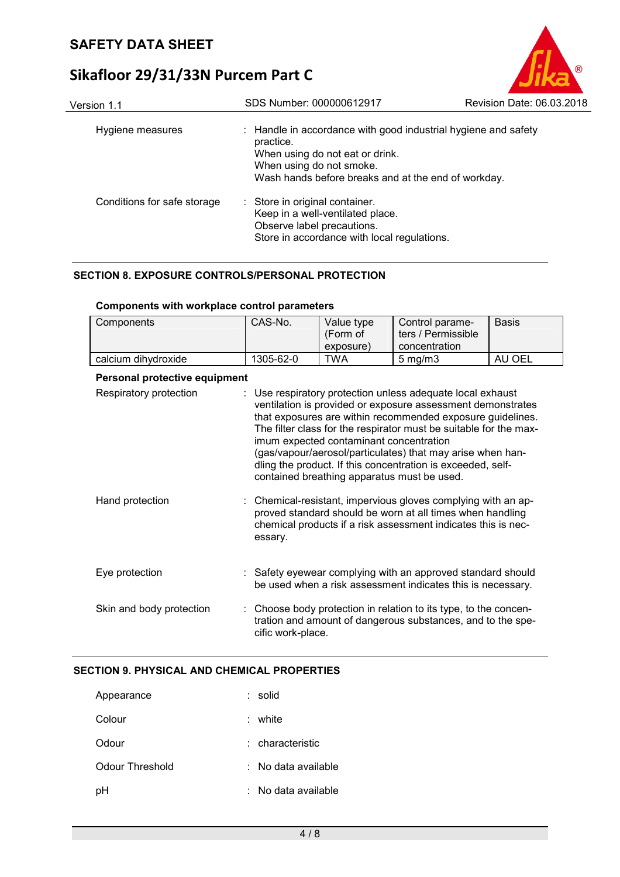| Hygiene measures | : Handle in accordance with good industrial hygiene and safety practice.<br>When using do not eat or drink.<br>When using do not smoke.<br>Wash hands before breaks and at the end of workday. |
|---|---|
| Conditions for safe storage | : Store in original container.<br>Keep in a well-ventilated place.<br>Observe label precautions.<br>Store in accordance with local regulations. |

## SECTION 8. EXPOSURE CONTROLS/PERSONAL PROTECTION

**Components with workplace control parameters**

| Components | CAS-No. | Value type (Form of exposure) | Control parameters / Permissible concentration | Basis |
|---|---|---|---|---|
| calcium dihydroxide | 1305-62-0 | TWA | 5 mg/m3 | AU OEL |

**Personal protective equipment**

Respiratory protection : Use respiratory protection unless adequate local exhaust ventilation is provided or exposure assessment demonstrates that exposures are within recommended exposure guidelines. The filter class for the respirator must be suitable for the maximum expected contaminant concentration (gas/vapour/aerosol/particulates) that may arise when handling the product. If this concentration is exceeded, self-contained breathing apparatus must be used.

Hand protection : Chemical-resistant, impervious gloves complying with an approved standard should be worn at all times when handling chemical products if a risk assessment indicates this is necessary.

Eye protection : Safety eyewear complying with an approved standard should be used when a risk assessment indicates this is necessary.

Skin and body protection : Choose body protection in relation to its type, to the concentration and amount of dangerous substances, and to the specific work-place.

## SECTION 9. PHYSICAL AND CHEMICAL PROPERTIES

| Appearance | : solid |
|---|---|
| Colour | : white |
| Odour | : characteristic |
| Odour Threshold | : No data available |
| pH | : No data available |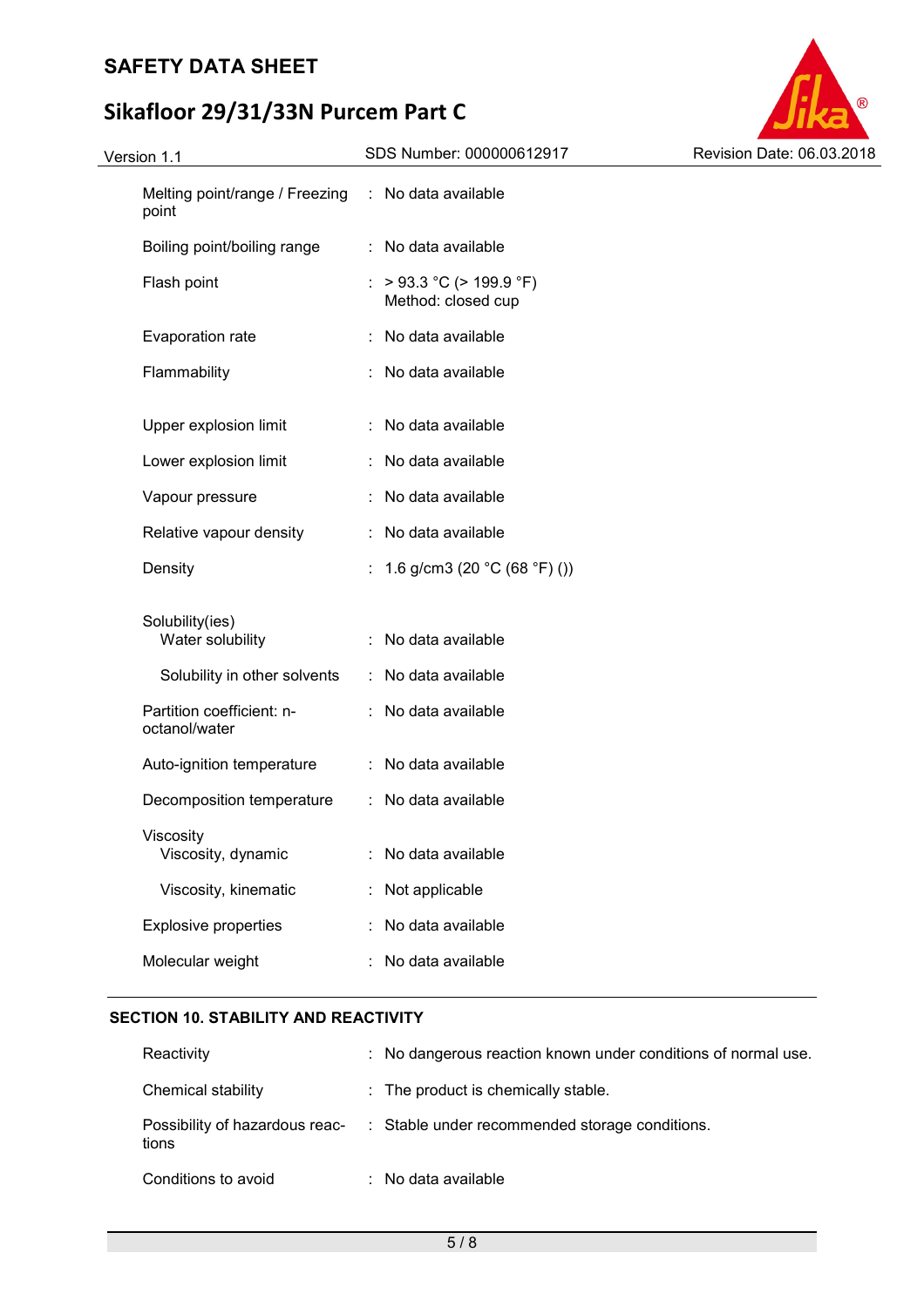| | | |
|---|---|---|
| Melting point/range / Freezing point | : | No data available |
| Boiling point/boiling range | : | No data available |
| Flash point | : | > 93.3 °C (> 199.9 °F)<br>Method: closed cup |
| Evaporation rate | : | No data available |
| Flammability | : | No data available |
| Upper explosion limit | : | No data available |
| Lower explosion limit | : | No data available |
| Vapour pressure | : | No data available |
| Relative vapour density | : | No data available |
| Density | : | 1.6 g/cm3 (20 °C (68 °F) ()) |
| Solubility(ies)<br>Water solubility | : | No data available |
| Solubility in other solvents | : | No data available |
| Partition coefficient: n-octanol/water | : | No data available |
| Auto-ignition temperature | : | No data available |
| Decomposition temperature | : | No data available |
| Viscosity<br>Viscosity, dynamic | : | No data available |
| Viscosity, kinematic | : | Not applicable |
| Explosive properties | : | No data available |
| Molecular weight | : | No data available |

## SECTION 10. STABILITY AND REACTIVITY

| | | |
|---|---|---|
| Reactivity | : | No dangerous reaction known under conditions of normal use. |
| Chemical stability | : | The product is chemically stable. |
| Possibility of hazardous reactions | : | Stable under recommended storage conditions. |
| Conditions to avoid | : | No data available |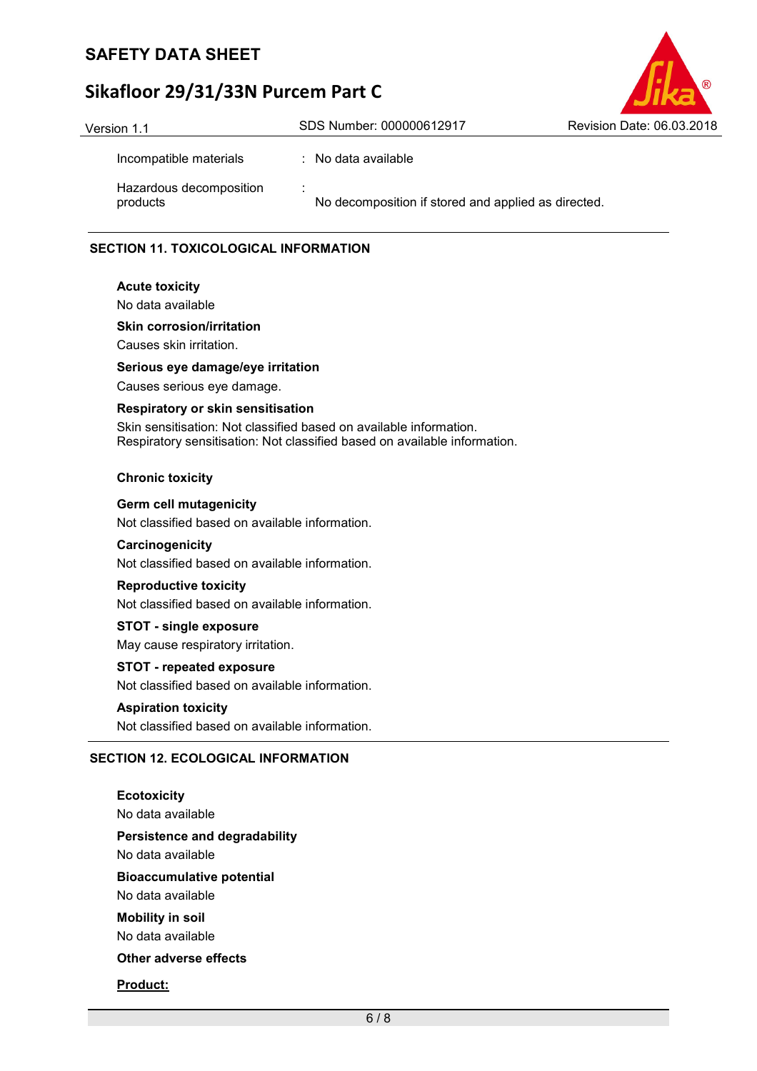| | | |
|---|---|---|
| Incompatible materials | : | No data available |
| Hazardous decomposition products | : | No decomposition if stored and applied as directed. |

## SECTION 11. TOXICOLOGICAL INFORMATION

**Acute toxicity**

No data available

**Skin corrosion/irritation**

Causes skin irritation.

**Serious eye damage/eye irritation**

Causes serious eye damage.

**Respiratory or skin sensitisation**

Skin sensitisation: Not classified based on available information.
Respiratory sensitisation: Not classified based on available information.

**Chronic toxicity**

**Germ cell mutagenicity**

Not classified based on available information.

**Carcinogenicity**

Not classified based on available information.

**Reproductive toxicity**

Not classified based on available information.

**STOT - single exposure**

May cause respiratory irritation.

**STOT - repeated exposure**

Not classified based on available information.

**Aspiration toxicity**

Not classified based on available information.

## SECTION 12. ECOLOGICAL INFORMATION

**Ecotoxicity**

No data available

**Persistence and degradability**

No data available

**Bioaccumulative potential**

No data available

**Mobility in soil**

No data available

**Other adverse effects**

**Product:**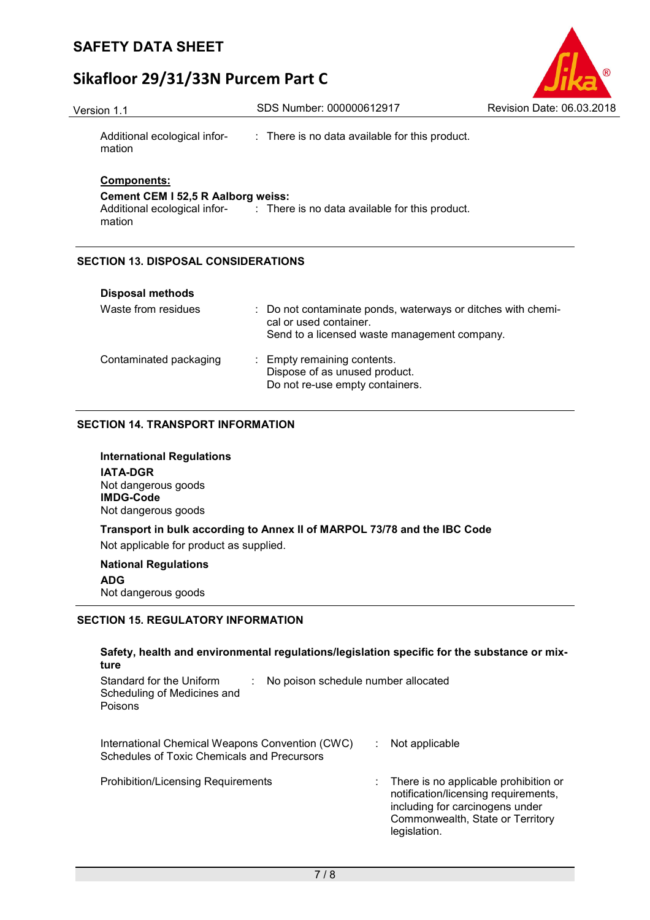| | |
|---|---|
| Additional ecological information | : There is no data available for this product. |

**Components:**

**Cement CEM I 52,5 R Aalborg weiss:**

| | |
|---|---|
| Additional ecological information | : There is no data available for this product. |

## SECTION 13. DISPOSAL CONSIDERATIONS

**Disposal methods**

| | |
|---|---|
| Waste from residues | : Do not contaminate ponds, waterways or ditches with chemical or used container.<br>Send to a licensed waste management company. |
| Contaminated packaging | : Empty remaining contents.<br>Dispose of as unused product.<br>Do not re-use empty containers. |

## SECTION 14. TRANSPORT INFORMATION

**International Regulations**

**IATA-DGR**
Not dangerous goods
**IMDG-Code**
Not dangerous goods

**Transport in bulk according to Annex II of MARPOL 73/78 and the IBC Code**

Not applicable for product as supplied.

**National Regulations**

**ADG**
Not dangerous goods

## SECTION 15. REGULATORY INFORMATION

**Safety, health and environmental regulations/legislation specific for the substance or mixture**

| | |
|---|---|
| Standard for the Uniform Scheduling of Medicines and Poisons | : No poison schedule number allocated |
| International Chemical Weapons Convention (CWC) Schedules of Toxic Chemicals and Precursors | : Not applicable |
| Prohibition/Licensing Requirements | : There is no applicable prohibition or notification/licensing requirements, including for carcinogens under Commonwealth, State or Territory legislation. |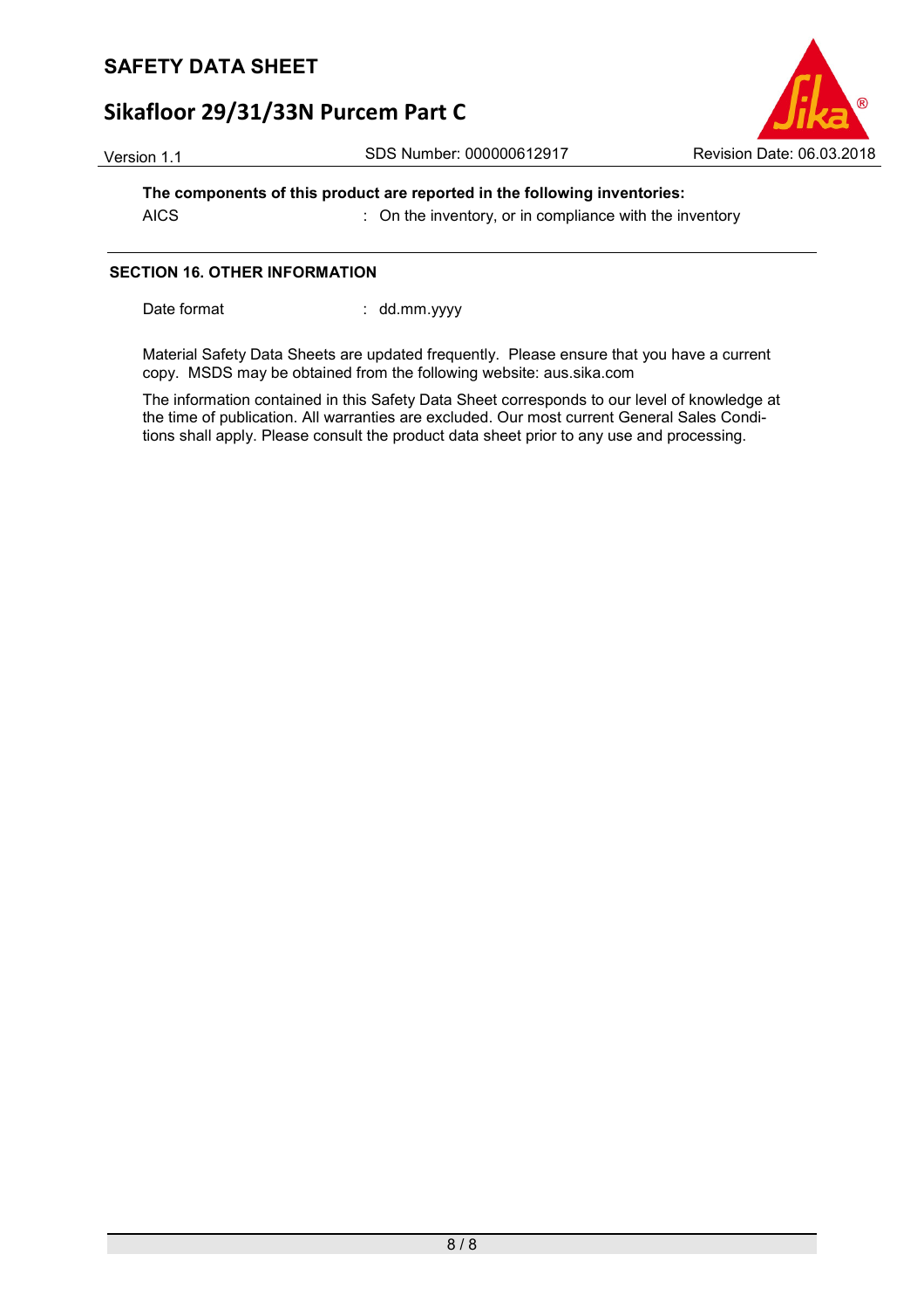**The components of this product are reported in the following inventories:**

AICS : On the inventory, or in compliance with the inventory

## SECTION 16. OTHER INFORMATION

Date format : dd.mm.yyyy

Material Safety Data Sheets are updated frequently. Please ensure that you have a current copy. MSDS may be obtained from the following website: aus.sika.com

The information contained in this Safety Data Sheet corresponds to our level of knowledge at the time of publication. All warranties are excluded. Our most current General Sales Conditions shall apply. Please consult the product data sheet prior to any use and processing.